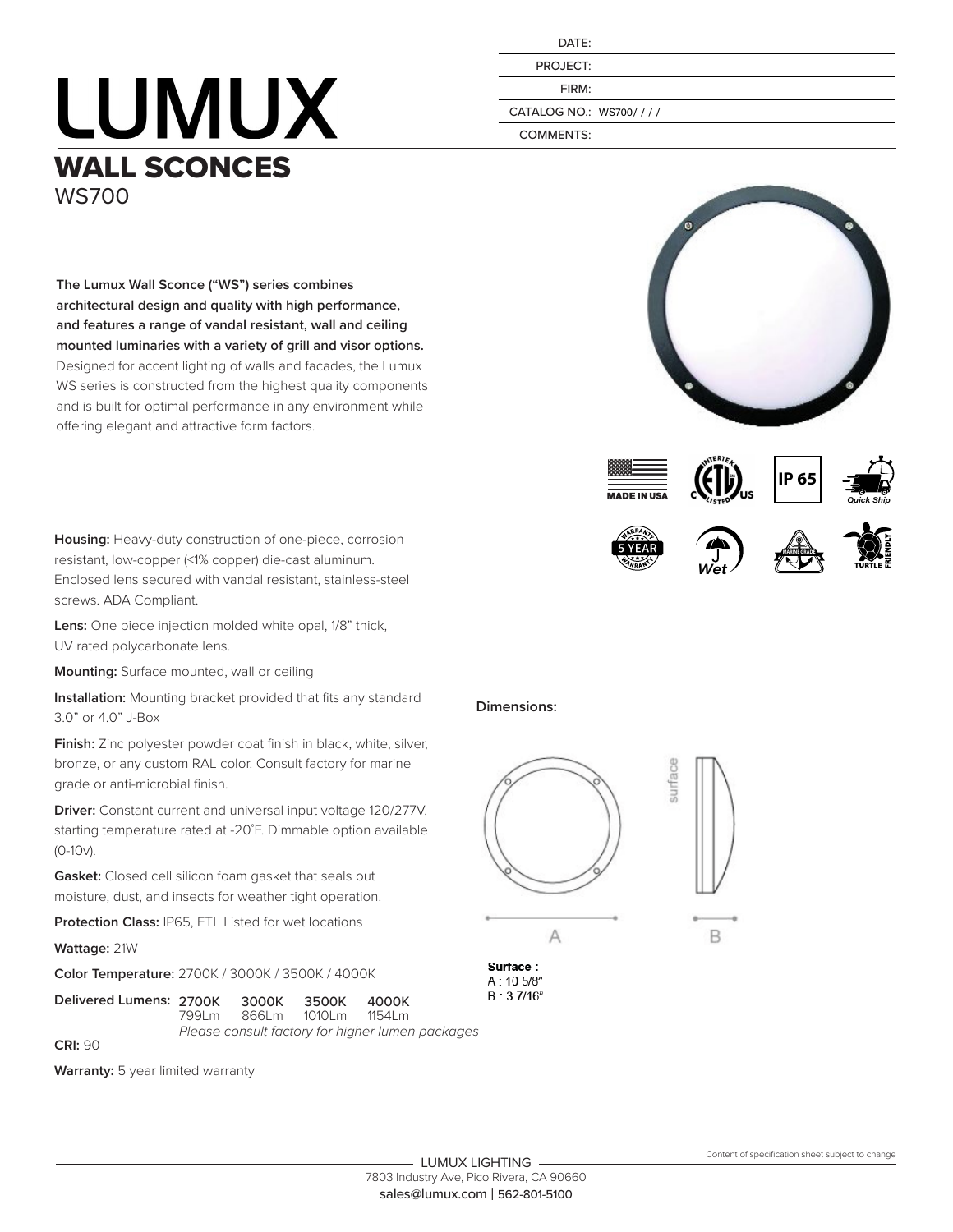| | |
|---|---|
| DATE: | |
| PROJECT: | |
| FIRM: | |
| CATALOG NO.: | WS700/ / / / |
| COMMENTS: | |

# LUMUX

## WALL SCONCES

WS700

**The Lumux Wall Sconce ("WS") series combines architectural design and quality with high performance, and features a range of vandal resistant, wall and ceiling mounted luminaries with a variety of grill and visor options.** Designed for accent lighting of walls and facades, the Lumux WS series is constructed from the highest quality components and is built for optimal performance in any environment while offering elegant and attractive form factors.

MADE IN USA | ETL LISTED C US | IP 65 | Quick Ship | 5 YEAR WARRANTY | Wet | MARINE GRADE | TURTLE FRIENDLY

**Housing:** Heavy-duty construction of one-piece, corrosion resistant, low-copper (<1% copper) die-cast aluminum. Enclosed lens secured with vandal resistant, stainless-steel screws. ADA Compliant.

**Lens:** One piece injection molded white opal, 1/8" thick, UV rated polycarbonate lens.

**Mounting:** Surface mounted, wall or ceiling

**Installation:** Mounting bracket provided that fits any standard 3.0" or 4.0" J-Box

**Finish:** Zinc polyester powder coat finish in black, white, silver, bronze, or any custom RAL color. Consult factory for marine grade or anti-microbial finish.

**Driver:** Constant current and universal input voltage 120/277V, starting temperature rated at -20˚F. Dimmable option available (0-10v).

**Gasket:** Closed cell silicon foam gasket that seals out moisture, dust, and insects for weather tight operation.

**Protection Class:** IP65, ETL Listed for wet locations

**Wattage:** 21W

**Color Temperature:** 2700K / 3000K / 3500K / 4000K

**Delivered Lumens:**

| 2700K | 3000K | 3500K | 4000K |
|---|---|---|---|
| 799Lm | 866Lm | 1010Lm | 1154Lm |

*Please consult factory for higher lumen packages*

**CRI:** 90

**Warranty:** 5 year limited warranty

**Dimensions:**

surface

A B

**Surface :**
A : 10 5/8"
B : 3 7/16"

LUMUX LIGHTING
7803 Industry Ave, Pico Rivera, CA 90660
sales@lumux.com | 562-801-5100

Content of specification sheet subject to change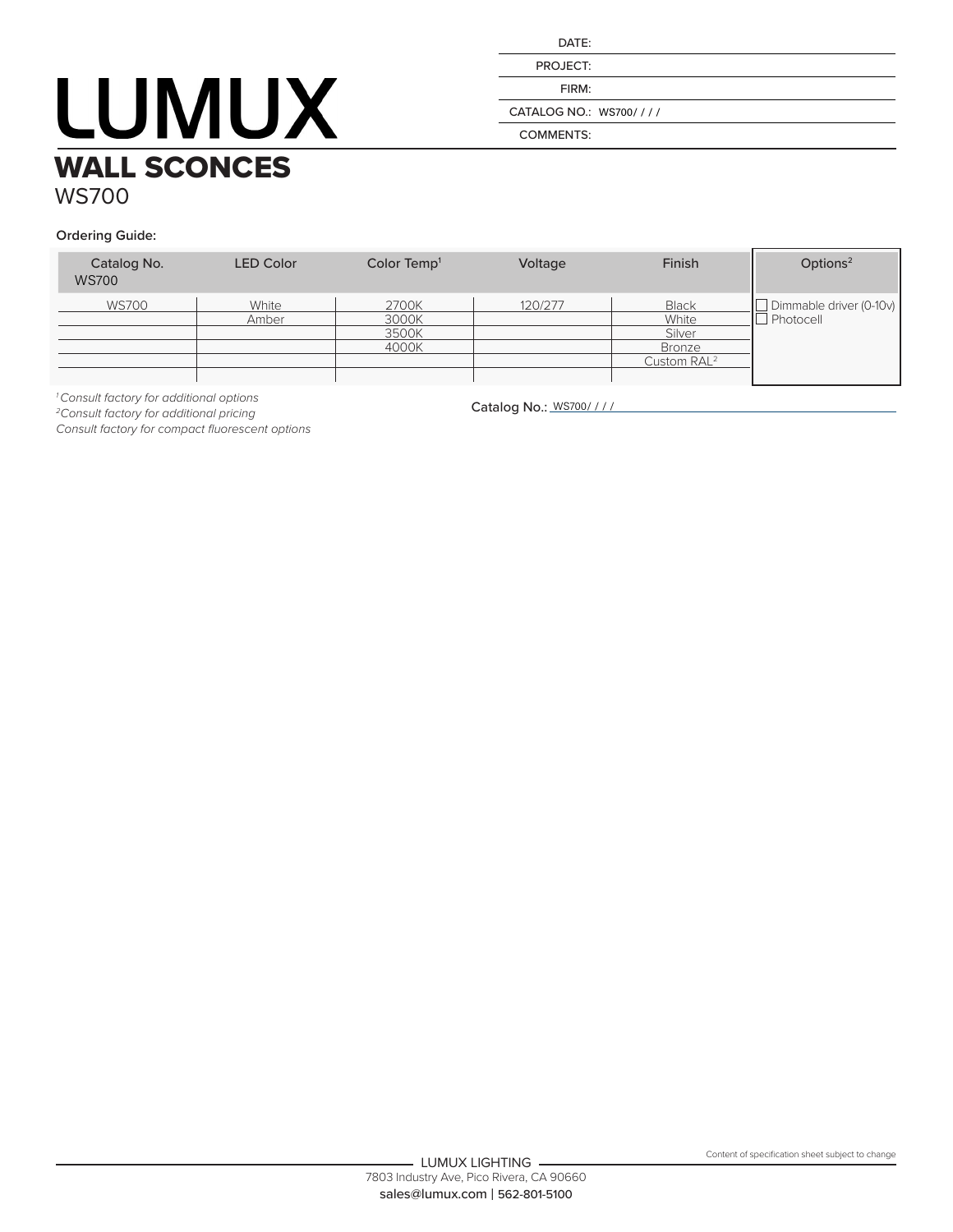DATE:

PROJECT:

FIRM:

CATALOG NO.: WS700/ / / /

COMMENTS:

# LUMUX

## WALL SCONCES

WS700

**Ordering Guide:**

| Catalog No. WS700 | LED Color | Color Temp[1] | Voltage | Finish | Options[2] |
|---|---|---|---|---|---|
| WS700 | White | 2700K | 120/277 | Black | ☐ Dimmable driver (0-10v) |
| | Amber | 3000K | | White | ☐ Photocell |
| | | 3500K | | Silver | |
| | | 4000K | | Bronze | |
| | | | | Custom RAL[2] | |
| | | | | | |

*[1] Consult factory for additional options*
*[2] Consult factory for additional pricing*
*Consult factory for compact fluorescent options*

Catalog No.: WS700/ / / /

LUMUX LIGHTING
7803 Industry Ave, Pico Rivera, CA 90660
sales@lumux.com | 562-801-5100

Content of specification sheet subject to change